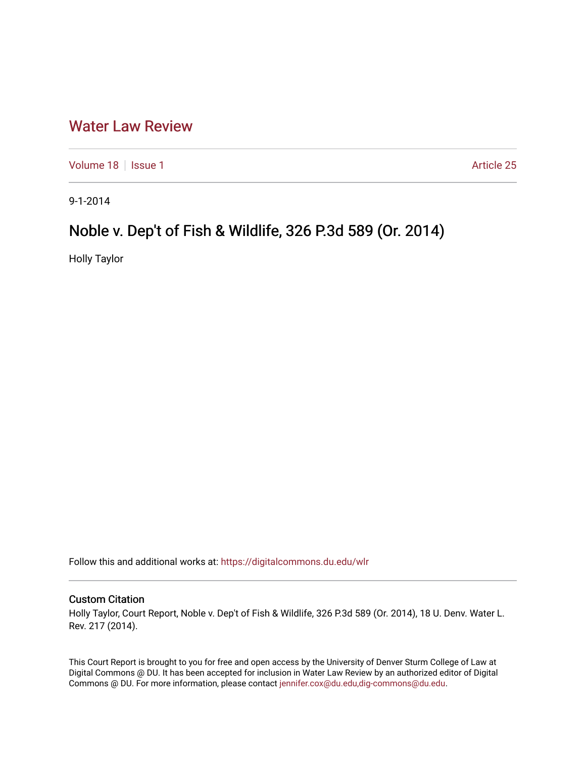# Water Law Review

Volume 18 | Issue 1 Article 25

9-1-2014

## Noble v. Dep't of Fish & Wildlife, 326 P.3d 589 (Or. 2014)

Holly Taylor

Follow this and additional works at: https://digitalcommons.du.edu/wlr

### Custom Citation

Holly Taylor, Court Report, Noble v. Dep't of Fish & Wildlife, 326 P.3d 589 (Or. 2014), 18 U. Denv. Water L. Rev. 217 (2014).

This Court Report is brought to you for free and open access by the University of Denver Sturm College of Law at Digital Commons @ DU. It has been accepted for inclusion in Water Law Review by an authorized editor of Digital Commons @ DU. For more information, please contact jennifer.cox@du.edu,dig-commons@du.edu.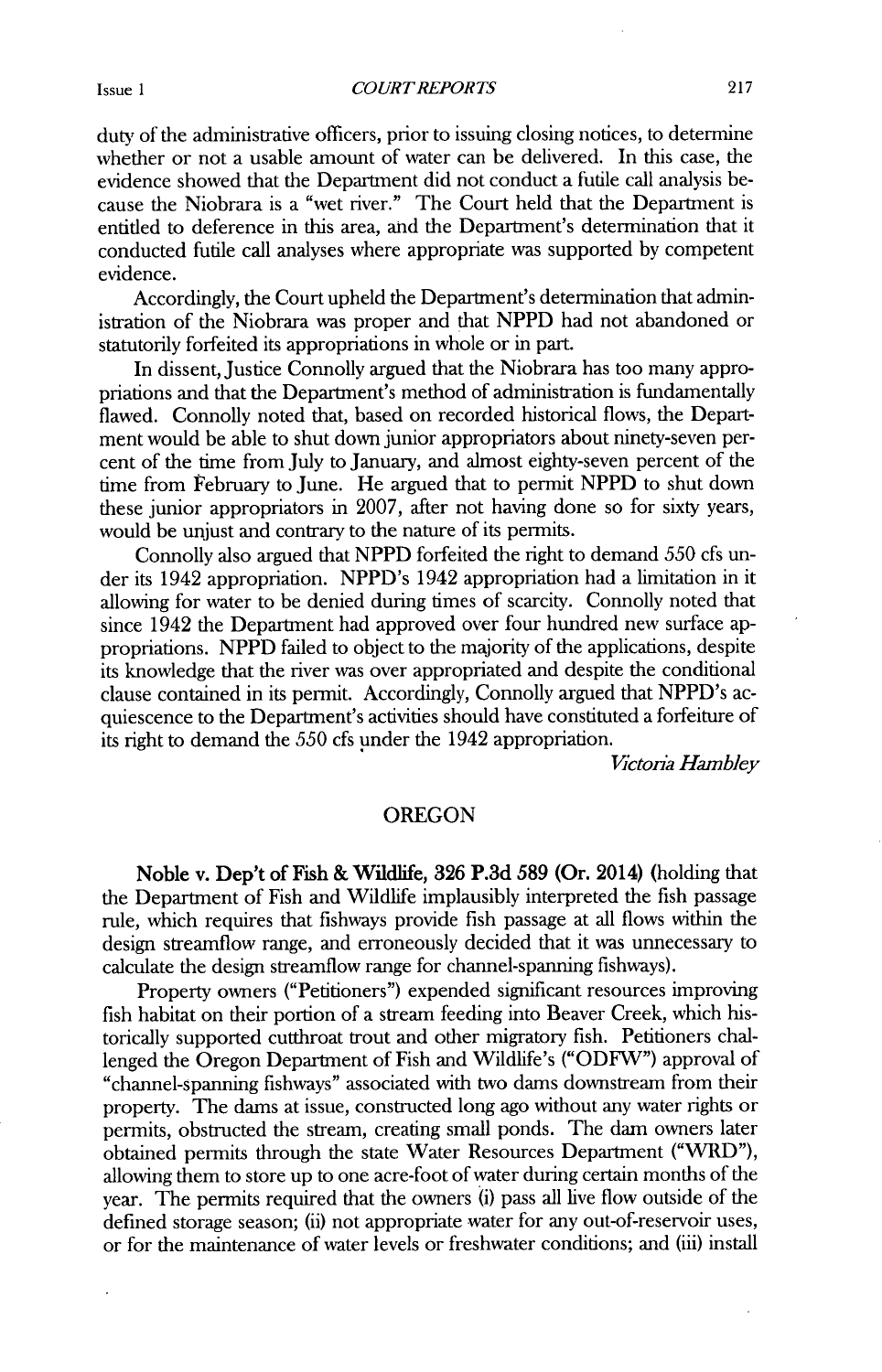duty of the administrative officers, prior to issuing closing notices, to determine whether or not a usable amount of water can be delivered. In this case, the evidence showed that the Department did not conduct a futile call analysis because the Niobrara is a "wet river." The Court held that the Department is entitled to deference in this area, and the Department's determination that it conducted futile call analyses where appropriate was supported by competent evidence.

Accordingly, the Court upheld the Department's determination that administration of the Niobrara was proper and that NPPD had not abandoned or statutorily forfeited its appropriations in whole or in part.

In dissent, Justice Connolly argued that the Niobrara has too many appropriations and that the Department's method of administration is fundamentally flawed. Connolly noted that, based on recorded historical flows, the Department would be able to shut down junior appropriators about ninety-seven percent of the time from July to January, and almost eighty-seven percent of the time from February to June. He argued that to permit NPPD to shut down these junior appropriators in 2007, after not having done so for sixty years, would be unjust and contrary to the nature of its permits.

Connolly also argued that NPPD forfeited the right to demand 550 cfs under its 1942 appropriation. NPPD's 1942 appropriation had a limitation in it allowing for water to be denied during times of scarcity. Connolly noted that since 1942 the Department had approved over four hundred new surface appropriations. NPPD failed to object to the majority of the applications, despite its knowledge that the river was over appropriated and despite the conditional clause contained in its permit. Accordingly, Connolly argued that NPPD's acquiescence to the Department's activities should have constituted a forfeiture of its right to demand the 550 cfs under the 1942 appropriation.

*Victoria Hambley*

## OREGON

**Noble v. Dep't of Fish & Wildlife, 326 P.3d 589 (Or. 2014)** (holding that the Department of Fish and Wildlife implausibly interpreted the fish passage rule, which requires that fishways provide fish passage at all flows within the design streamflow range, and erroneously decided that it was unnecessary to calculate the design streamflow range for channel-spanning fishways).

Property owners ("Petitioners") expended significant resources improving fish habitat on their portion of a stream feeding into Beaver Creek, which historically supported cutthroat trout and other migratory fish. Petitioners challenged the Oregon Department of Fish and Wildlife's ("ODFW") approval of "channel-spanning fishways" associated with two dams downstream from their property. The dams at issue, constructed long ago without any water rights or permits, obstructed the stream, creating small ponds. The dam owners later obtained permits through the state Water Resources Department ("WRD"), allowing them to store up to one acre-foot of water during certain months of the year. The permits required that the owners (i) pass all live flow outside of the defined storage season; (ii) not appropriate water for any out-of-reservoir uses, or for the maintenance of water levels or freshwater conditions; and (iii) install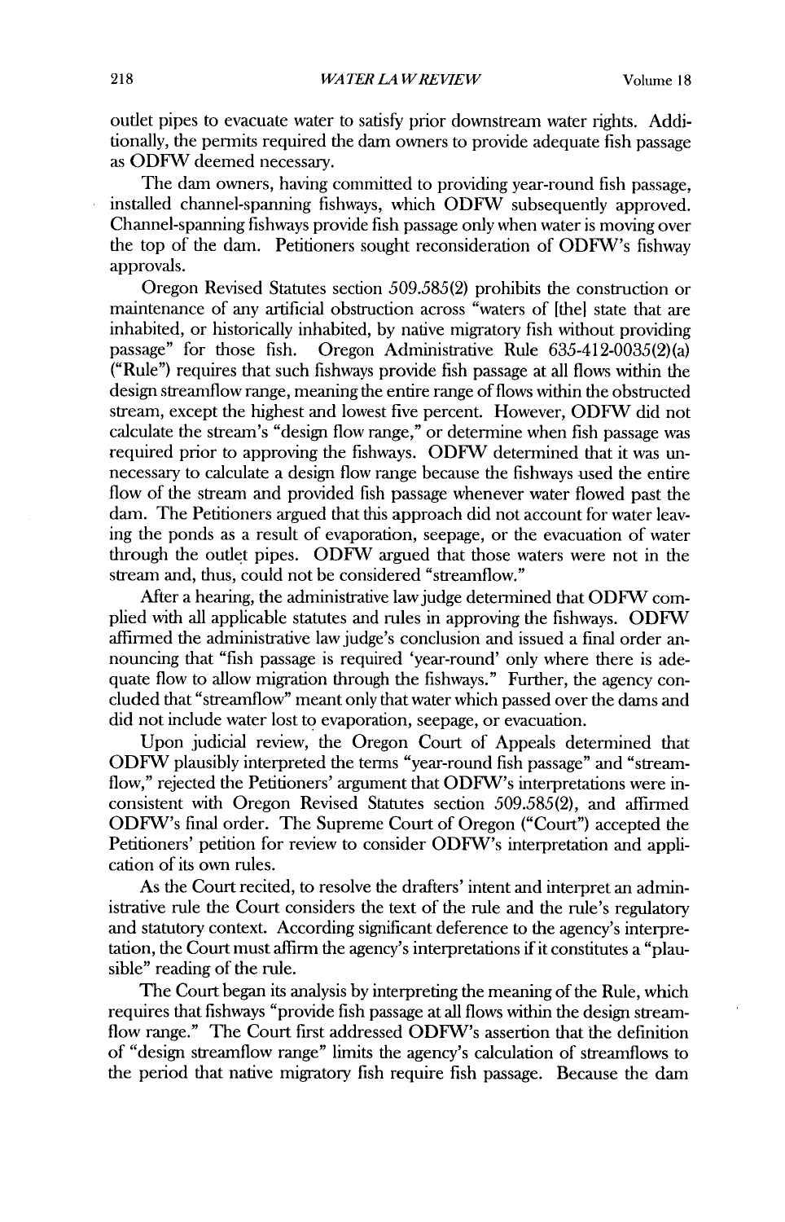outlet pipes to evacuate water to satisfy prior downstream water rights. Additionally, the permits required the dam owners to provide adequate fish passage as ODFW deemed necessary.

The dam owners, having committed to providing year-round fish passage, installed channel-spanning fishways, which ODFW subsequently approved. Channel-spanning fishways provide fish passage only when water is moving over the top of the dam. Petitioners sought reconsideration of ODFW's fishway approvals.

Oregon Revised Statutes section 509.585(2) prohibits the construction or maintenance of any artificial obstruction across "waters of [the] state that are inhabited, or historically inhabited, by native migratory fish without providing passage" for those fish. Oregon Administrative Rule 635-412-0035(2)(a) ("Rule") requires that such fishways provide fish passage at all flows within the design streamflow range, meaning the entire range of flows within the obstructed stream, except the highest and lowest five percent. However, ODFW did not calculate the stream's "design flow range," or determine when fish passage was required prior to approving the fishways. ODFW determined that it was unnecessary to calculate a design flow range because the fishways used the entire flow of the stream and provided fish passage whenever water flowed past the dam. The Petitioners argued that this approach did not account for water leaving the ponds as a result of evaporation, seepage, or the evacuation of water through the outlet pipes. ODFW argued that those waters were not in the stream and, thus, could not be considered "streamflow."

After a hearing, the administrative law judge determined that ODFW complied with all applicable statutes and rules in approving the fishways. ODFW affirmed the administrative law judge's conclusion and issued a final order announcing that "fish passage is required 'year-round' only where there is adequate flow to allow migration through the fishways." Further, the agency concluded that "streamflow" meant only that water which passed over the dams and did not include water lost to evaporation, seepage, or evacuation.

Upon judicial review, the Oregon Court of Appeals determined that ODFW plausibly interpreted the terms "year-round fish passage" and "streamflow," rejected the Petitioners' argument that ODFW's interpretations were inconsistent with Oregon Revised Statutes section 509.585(2), and affirmed ODFW's final order. The Supreme Court of Oregon ("Court") accepted the Petitioners' petition for review to consider ODFW's interpretation and application of its own rules.

As the Court recited, to resolve the drafters' intent and interpret an administrative rule the Court considers the text of the rule and the rule's regulatory and statutory context. According significant deference to the agency's interpretation, the Court must affirm the agency's interpretations if it constitutes a "plausible" reading of the rule.

The Court began its analysis by interpreting the meaning of the Rule, which requires that fishways "provide fish passage at all flows within the design streamflow range." The Court first addressed ODFW's assertion that the definition of "design streamflow range" limits the agency's calculation of streamflows to the period that native migratory fish require fish passage. Because the dam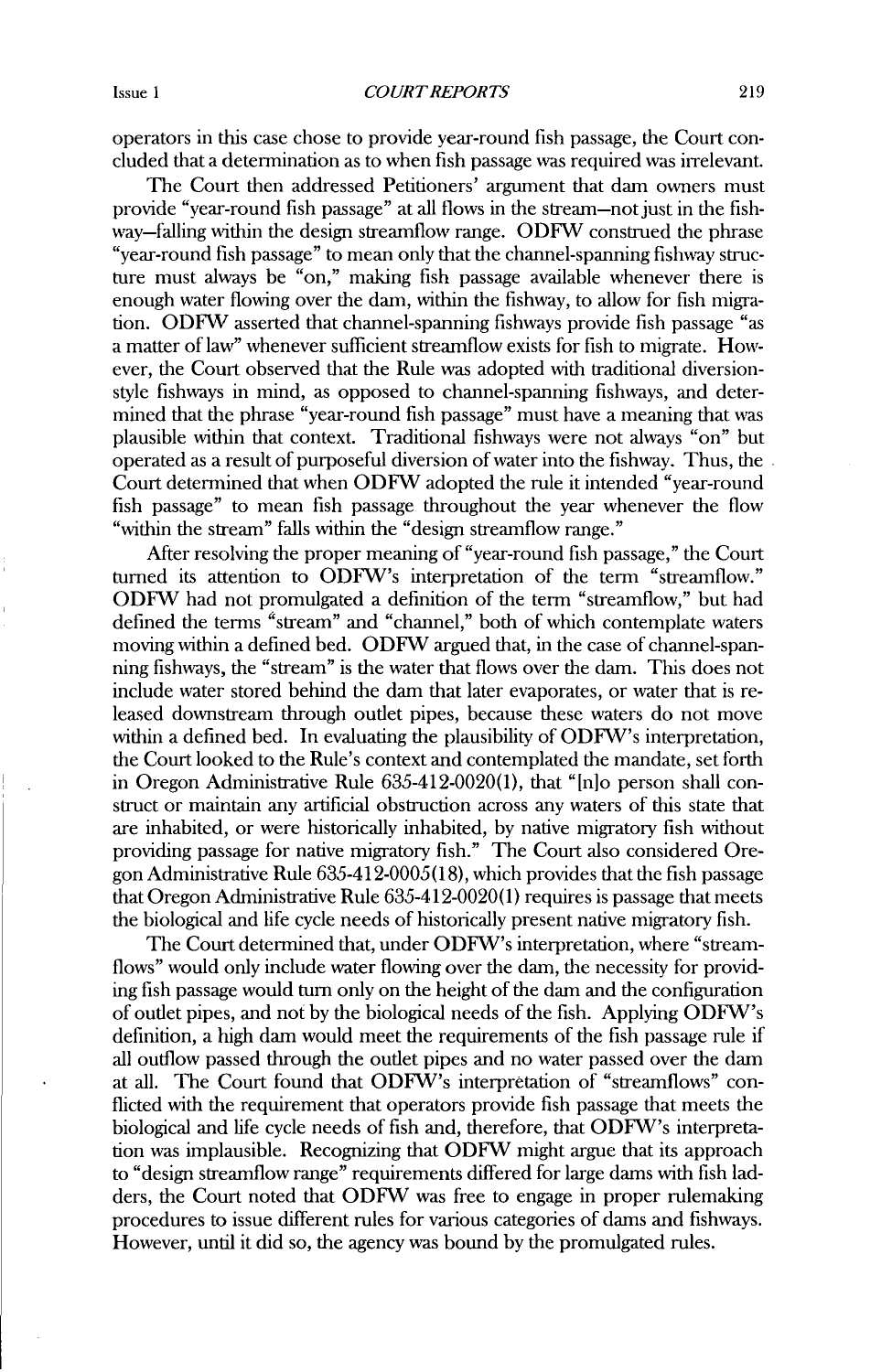operators in this case chose to provide year-round fish passage, the Court concluded that a determination as to when fish passage was required was irrelevant.

The Court then addressed Petitioners' argument that dam owners must provide "year-round fish passage" at all flows in the stream—not just in the fishway—falling within the design streamflow range. ODFW construed the phrase "year-round fish passage" to mean only that the channel-spanning fishway structure must always be "on," making fish passage available whenever there is enough water flowing over the dam, within the fishway, to allow for fish migration. ODFW asserted that channel-spanning fishways provide fish passage "as a matter of law" whenever sufficient streamflow exists for fish to migrate. However, the Court observed that the Rule was adopted with traditional diversion-style fishways in mind, as opposed to channel-spanning fishways, and determined that the phrase "year-round fish passage" must have a meaning that was plausible within that context. Traditional fishways were not always "on" but operated as a result of purposeful diversion of water into the fishway. Thus, the Court determined that when ODFW adopted the rule it intended "year-round fish passage" to mean fish passage throughout the year whenever the flow "within the stream" falls within the "design streamflow range."

After resolving the proper meaning of "year-round fish passage," the Court turned its attention to ODFW's interpretation of the term "streamflow." ODFW had not promulgated a definition of the term "streamflow," but had defined the terms "stream" and "channel," both of which contemplate waters moving within a defined bed. ODFW argued that, in the case of channel-spanning fishways, the "stream" is the water that flows over the dam. This does not include water stored behind the dam that later evaporates, or water that is released downstream through outlet pipes, because these waters do not move within a defined bed. In evaluating the plausibility of ODFW's interpretation, the Court looked to the Rule's context and contemplated the mandate, set forth in Oregon Administrative Rule 635-412-0020(1), that "[n]o person shall construct or maintain any artificial obstruction across any waters of this state that are inhabited, or were historically inhabited, by native migratory fish without providing passage for native migratory fish." The Court also considered Oregon Administrative Rule 635-412-0005(18), which provides that the fish passage that Oregon Administrative Rule 635-412-0020(1) requires is passage that meets the biological and life cycle needs of historically present native migratory fish.

The Court determined that, under ODFW's interpretation, where "streamflows" would only include water flowing over the dam, the necessity for providing fish passage would turn only on the height of the dam and the configuration of outlet pipes, and not by the biological needs of the fish. Applying ODFW's definition, a high dam would meet the requirements of the fish passage rule if all outflow passed through the outlet pipes and no water passed over the dam at all. The Court found that ODFW's interpretation of "streamflows" conflicted with the requirement that operators provide fish passage that meets the biological and life cycle needs of fish and, therefore, that ODFW's interpretation was implausible. Recognizing that ODFW might argue that its approach to "design streamflow range" requirements differed for large dams with fish ladders, the Court noted that ODFW was free to engage in proper rulemaking procedures to issue different rules for various categories of dams and fishways. However, until it did so, the agency was bound by the promulgated rules.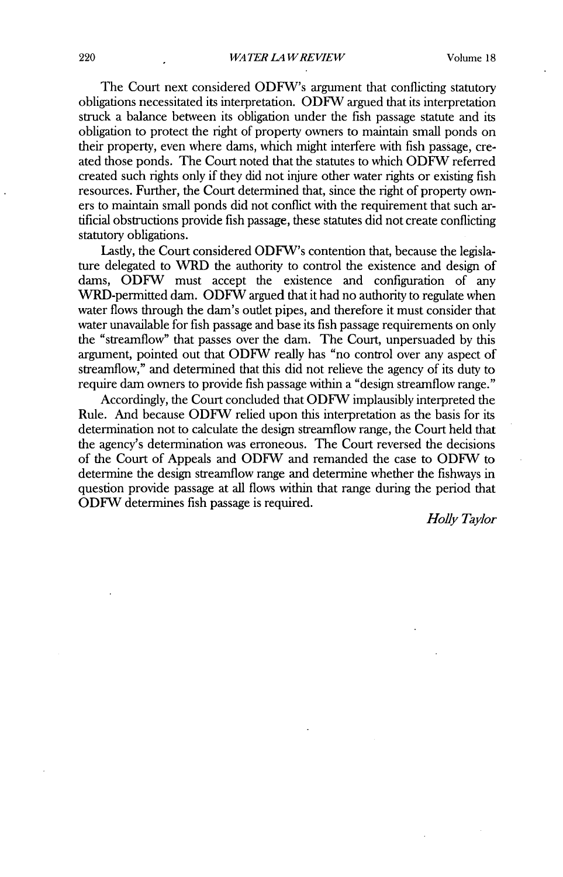The Court next considered ODFW's argument that conflicting statutory obligations necessitated its interpretation. ODFW argued that its interpretation struck a balance between its obligation under the fish passage statute and its obligation to protect the right of property owners to maintain small ponds on their property, even where dams, which might interfere with fish passage, created those ponds. The Court noted that the statutes to which ODFW referred created such rights only if they did not injure other water rights or existing fish resources. Further, the Court determined that, since the right of property owners to maintain small ponds did not conflict with the requirement that such artificial obstructions provide fish passage, these statutes did not create conflicting statutory obligations.

Lastly, the Court considered ODFW's contention that, because the legislature delegated to WRD the authority to control the existence and design of dams, ODFW must accept the existence and configuration of any WRD-permitted dam. ODFW argued that it had no authority to regulate when water flows through the dam's outlet pipes, and therefore it must consider that water unavailable for fish passage and base its fish passage requirements on only the "streamflow" that passes over the dam. The Court, unpersuaded by this argument, pointed out that ODFW really has "no control over any aspect of streamflow," and determined that this did not relieve the agency of its duty to require dam owners to provide fish passage within a "design streamflow range."

Accordingly, the Court concluded that ODFW implausibly interpreted the Rule. And because ODFW relied upon this interpretation as the basis for its determination not to calculate the design streamflow range, the Court held that the agency's determination was erroneous. The Court reversed the decisions of the Court of Appeals and ODFW and remanded the case to ODFW to determine the design streamflow range and determine whether the fishways in question provide passage at all flows within that range during the period that ODFW determines fish passage is required.

*Holly Taylor*